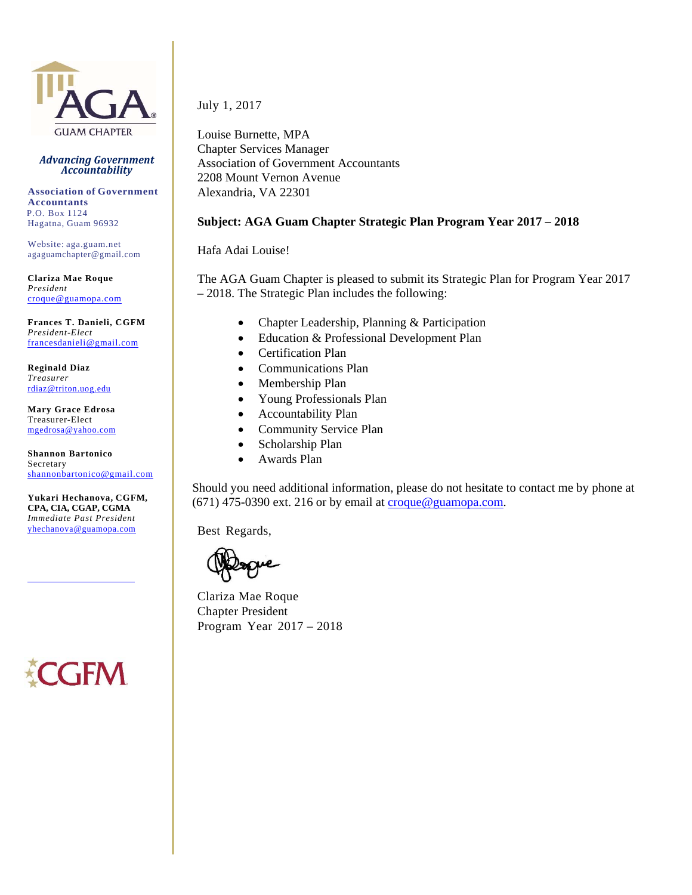AGA GUAM CHAPTER

*Advancing Government Accountability*

**Association of Government Accountants**
P.O. Box 1124
Hagatna, Guam 96932

Website: aga.guam.net
agaguamchapter@gmail.com

**Clariza Mae Roque**
*President*
croque@guamopa.com

**Frances T. Danieli, CGFM**
*President-Elect*
francesdanieli@gmail.com

**Reginald Diaz**
*Treasurer*
rdiaz@triton.uog.edu

**Mary Grace Edrosa**
Treasurer-Elect
mgedrosa@yahoo.com

**Shannon Bartonico**
Secretary
shannonbartonico@gmail.com

**Yukari Hechanova, CGFM, CPA, CIA, CGAP, CGMA**
*Immediate Past President*
yhechanova@guamopa.com

CGFM

July 1, 2017

Louise Burnette, MPA
Chapter Services Manager
Association of Government Accountants
2208 Mount Vernon Avenue
Alexandria, VA 22301

**Subject: AGA Guam Chapter Strategic Plan Program Year 2017 – 2018**

Hafa Adai Louise!

The AGA Guam Chapter is pleased to submit its Strategic Plan for Program Year 2017 – 2018. The Strategic Plan includes the following:

- Chapter Leadership, Planning & Participation
- Education & Professional Development Plan
- Certification Plan
- Communications Plan
- Membership Plan
- Young Professionals Plan
- Accountability Plan
- Community Service Plan
- Scholarship Plan
- Awards Plan

Should you need additional information, please do not hesitate to contact me by phone at (671) 475-0390 ext. 216 or by email at croque@guamopa.com.

Best Regards,

Clariza Mae Roque
Chapter President
Program Year 2017 – 2018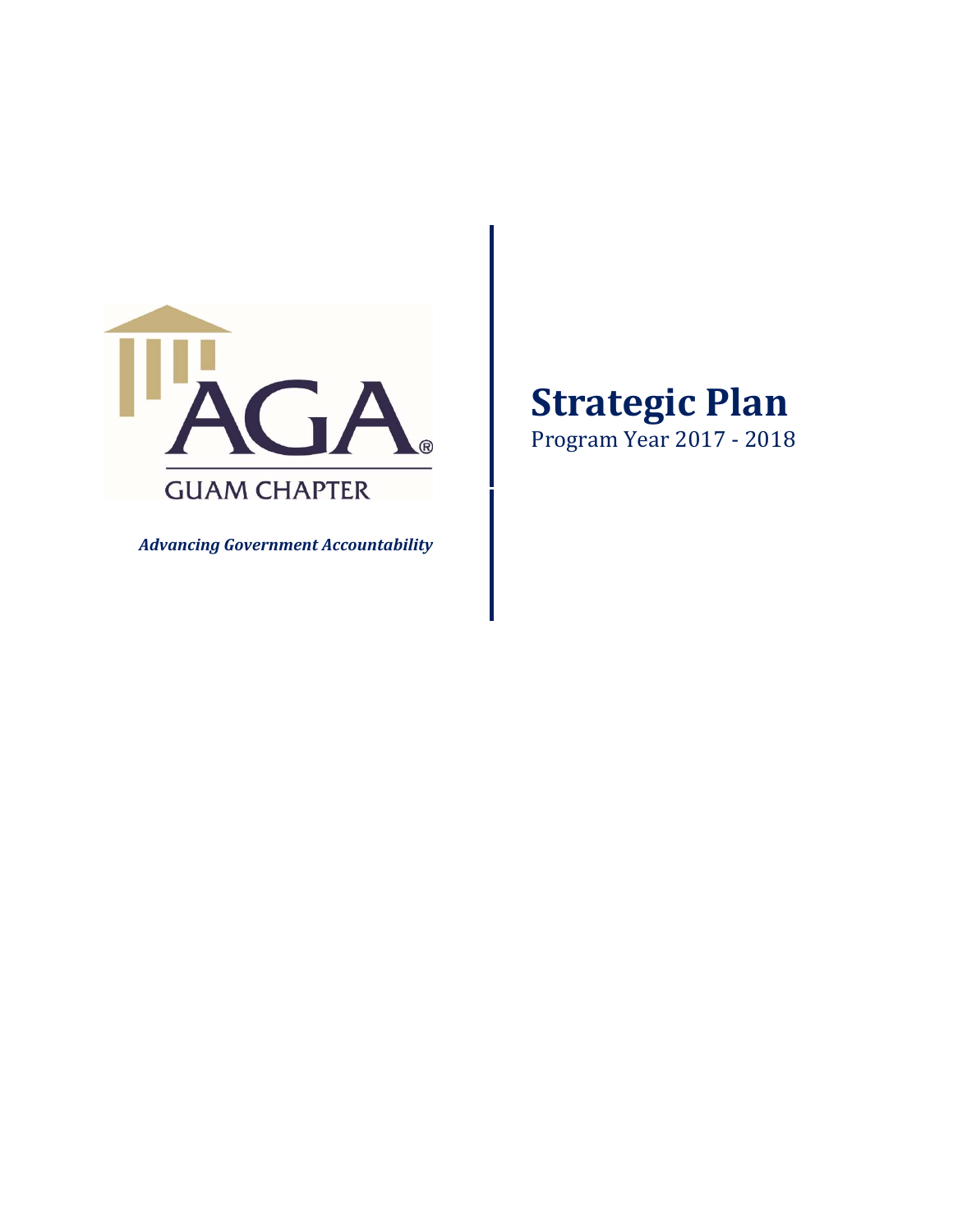AGA GUAM CHAPTER

*Advancing Government Accountability*

# Strategic Plan

Program Year 2017 - 2018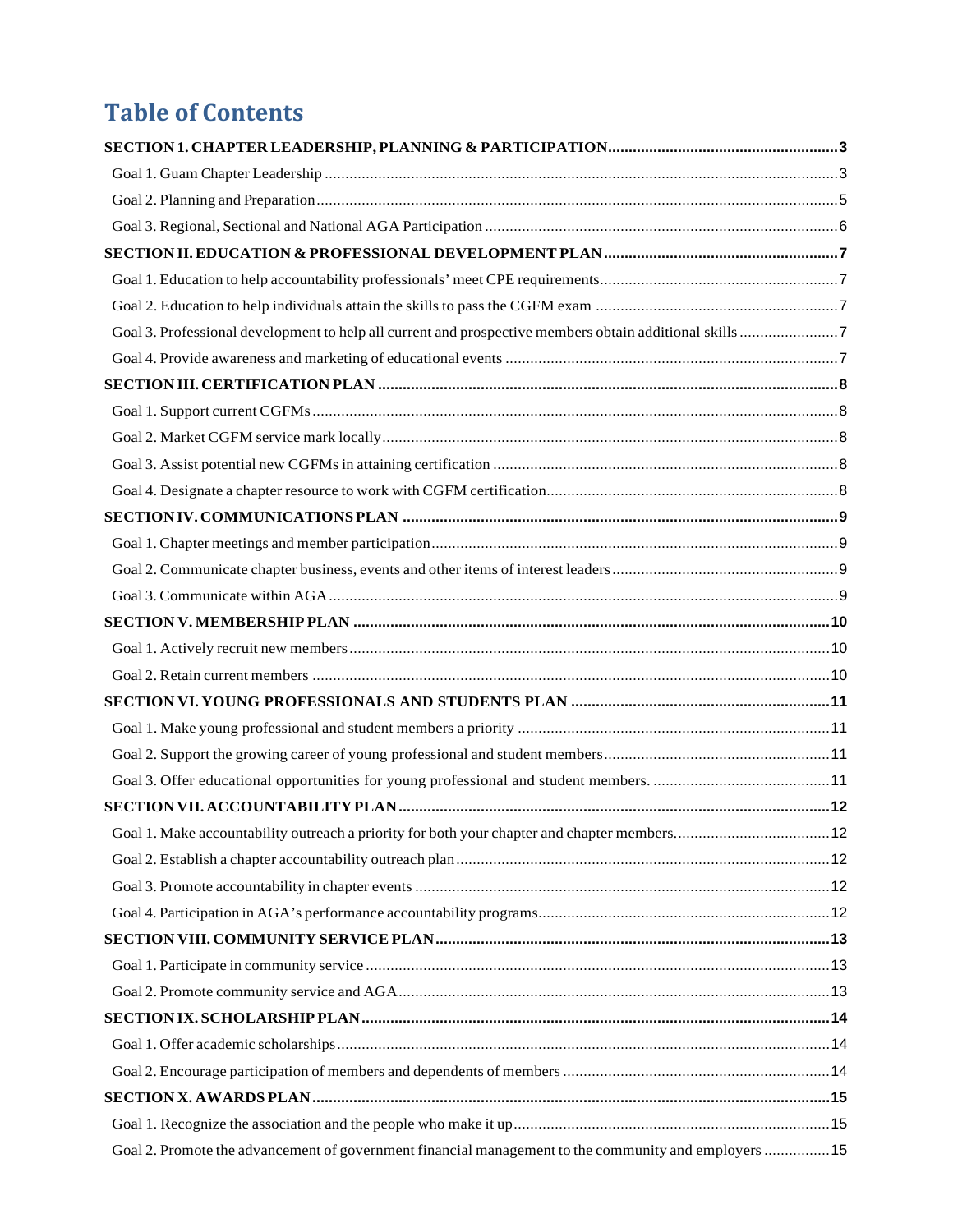# Table of Contents

**SECTION 1. CHAPTER LEADERSHIP, PLANNING & PARTICIPATION....................................................... 3**

Goal 1. Guam Chapter Leadership ........................................................................................................... 3

Goal 2. Planning and Preparation ............................................................................................................. 5

Goal 3. Regional, Sectional and National AGA Participation ...................................................................... 6

**SECTION II. EDUCATION & PROFESSIONAL DEVELOPMENT PLAN ......................................................... 7**

Goal 1. Education to help accountability professionals' meet CPE requirements......................................................... 7

Goal 2. Education to help individuals attain the skills to pass the CGFM exam ........................................................... 7

Goal 3. Professional development to help all current and prospective members obtain additional skills ........................ 7

Goal 4. Provide awareness and marketing of educational events ................................................................................ 7

**SECTION III. CERTIFICATION PLAN ............................................................................................................... 8**

Goal 1. Support current CGFMs ............................................................................................................... 8

Goal 2. Market CGFM service mark locally .............................................................................................. 8

Goal 3. Assist potential new CGFMs in attaining certification .................................................................... 8

Goal 4. Designate a chapter resource to work with CGFM certification...................................................... 8

**SECTION IV. COMMUNICATIONS PLAN ......................................................................................................... 9**

Goal 1. Chapter meetings and member participation ................................................................................. 9

Goal 2. Communicate chapter business, events and other items of interest leaders ........................................ 9

Goal 3. Communicate within AGA ........................................................................................................... 9

**SECTION V. MEMBERSHIP PLAN .................................................................................................................. 10**

Goal 1. Actively recruit new members ..................................................................................................... 10

Goal 2. Retain current members ............................................................................................................. 10

**SECTION VI. YOUNG PROFESSIONALS AND STUDENTS PLAN .............................................................. 11**

Goal 1. Make young professional and student members a priority ............................................................ 11

Goal 2. Support the growing career of young professional and student members ....................................... 11

Goal 3. Offer educational opportunities for young professional and student members. ............................................ 11

**SECTION VII. ACCOUNTABILITY PLAN ........................................................................................................ 12**

Goal 1. Make accountability outreach a priority for both your chapter and chapter members...................................... 12

Goal 2. Establish a chapter accountability outreach plan ........................................................................... 12

Goal 3. Promote accountability in chapter events .................................................................................... 12

Goal 4. Participation in AGA's performance accountability programs....................................................... 12

**SECTION VIII. COMMUNITY SERVICE PLAN ............................................................................................... 13**

Goal 1. Participate in community service ................................................................................................ 13

Goal 2. Promote community service and AGA ........................................................................................ 13

**SECTION IX. SCHOLARSHIP PLAN ................................................................................................................ 14**

Goal 1. Offer academic scholarships ....................................................................................................... 14

Goal 2. Encourage participation of members and dependents of members ................................................ 14

**SECTION X. AWARDS PLAN ............................................................................................................................ 15**

Goal 1. Recognize the association and the people who make it up ............................................................ 15

Goal 2. Promote the advancement of government financial management to the community and employers ................ 15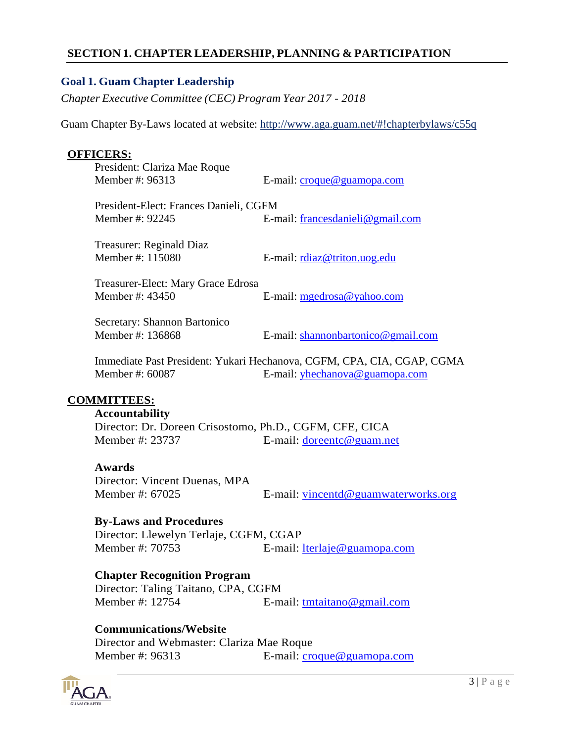## SECTION 1. CHAPTER LEADERSHIP, PLANNING & PARTICIPATION

### Goal 1. Guam Chapter Leadership

*Chapter Executive Committee (CEC) Program Year 2017 - 2018*

Guam Chapter By-Laws located at website: http://www.aga.guam.net/#!chapterbylaws/c55q

**OFFICERS:**

President: Clariza Mae Roque
Member #: 96313 E-mail: croque@guamopa.com

President-Elect: Frances Danieli, CGFM
Member #: 92245 E-mail: francesdanieli@gmail.com

Treasurer: Reginald Diaz
Member #: 115080 E-mail: rdiaz@triton.uog.edu

Treasurer-Elect: Mary Grace Edrosa
Member #: 43450 E-mail: mgedrosa@yahoo.com

Secretary: Shannon Bartonico
Member #: 136868 E-mail: shannonbartonico@gmail.com

Immediate Past President: Yukari Hechanova, CGFM, CPA, CIA, CGAP, CGMA
Member #: 60087 E-mail: yhechanova@guamopa.com

**COMMITTEES:**

**Accountability**
Director: Dr. Doreen Crisostomo, Ph.D., CGFM, CFE, CICA
Member #: 23737 E-mail: doreentc@guam.net

**Awards**
Director: Vincent Duenas, MPA
Member #: 67025 E-mail: vincentd@guamwaterworks.org

**By-Laws and Procedures**
Director: Llewelyn Terlaje, CGFM, CGAP
Member #: 70753 E-mail: lterlaje@guamopa.com

**Chapter Recognition Program**
Director: Taling Taitano, CPA, CGFM
Member #: 12754 E-mail: tmtaitano@gmail.com

**Communications/Website**
Director and Webmaster: Clariza Mae Roque
Member #: 96313 E-mail: croque@guamopa.com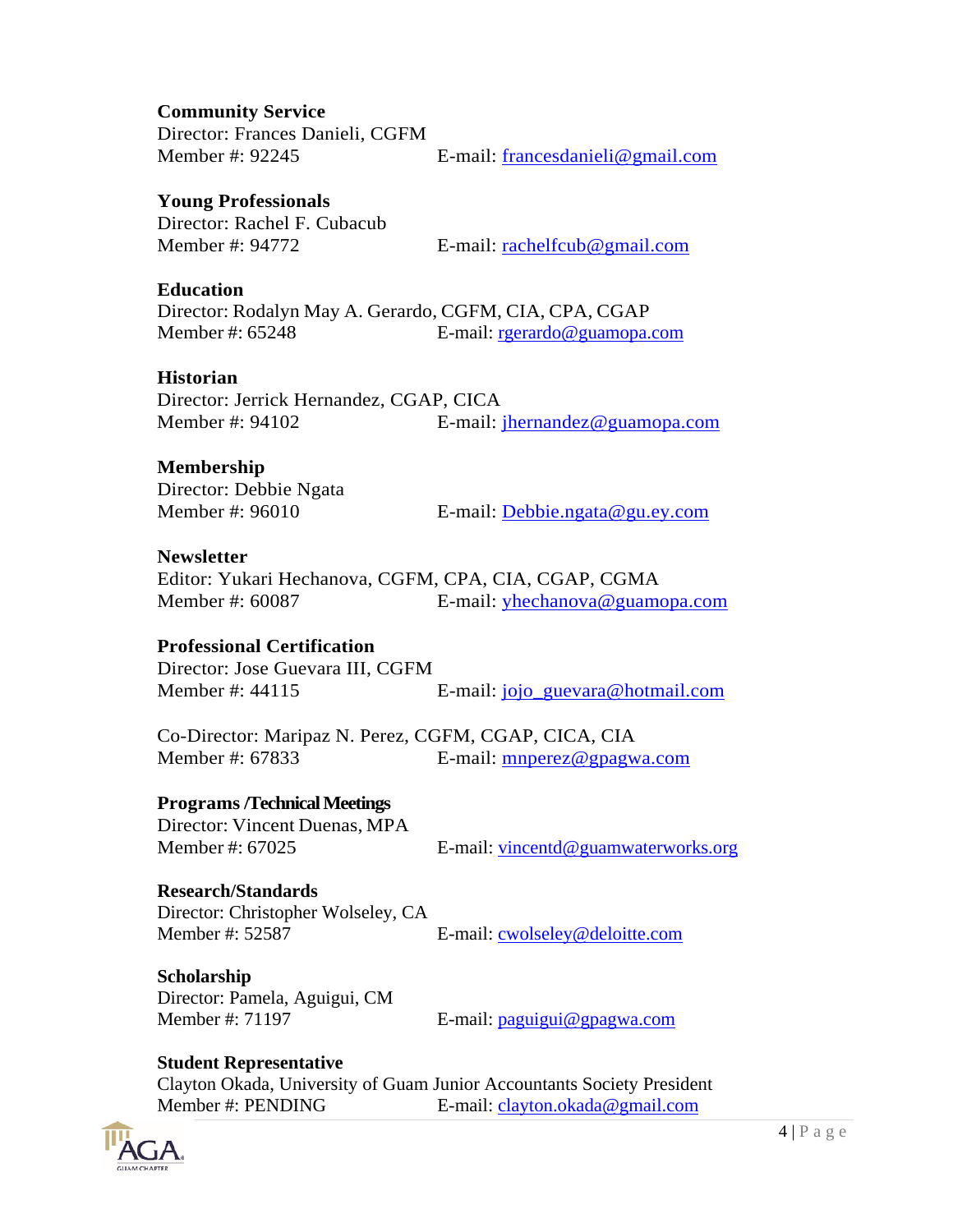**Community Service**
Director: Frances Danieli, CGFM
Member #: 92245 E-mail: francesdanieli@gmail.com

**Young Professionals**
Director: Rachel F. Cubacub
Member #: 94772 E-mail: rachelfcub@gmail.com

**Education**
Director: Rodalyn May A. Gerardo, CGFM, CIA, CPA, CGAP
Member #: 65248 E-mail: rgerardo@guamopa.com

**Historian**
Director: Jerrick Hernandez, CGAP, CICA
Member #: 94102 E-mail: jhernandez@guamopa.com

**Membership**
Director: Debbie Ngata
Member #: 96010 E-mail: Debbie.ngata@gu.ey.com

**Newsletter**
Editor: Yukari Hechanova, CGFM, CPA, CIA, CGAP, CGMA
Member #: 60087 E-mail: yhechanova@guamopa.com

**Professional Certification**
Director: Jose Guevara III, CGFM
Member #: 44115 E-mail: jojo_guevara@hotmail.com

Co-Director: Maripaz N. Perez, CGFM, CGAP, CICA, CIA
Member #: 67833 E-mail: mnperez@gpagwa.com

**Programs /Technical Meetings**
Director: Vincent Duenas, MPA
Member #: 67025 E-mail: vincentd@guamwaterworks.org

**Research/Standards**
Director: Christopher Wolseley, CA
Member #: 52587 E-mail: cwolseley@deloitte.com

**Scholarship**
Director: Pamela, Aguigui, CM
Member #: 71197 E-mail: paguigui@gpagwa.com

**Student Representative**
Clayton Okada, University of Guam Junior Accountants Society President
Member #: PENDING E-mail: clayton.okada@gmail.com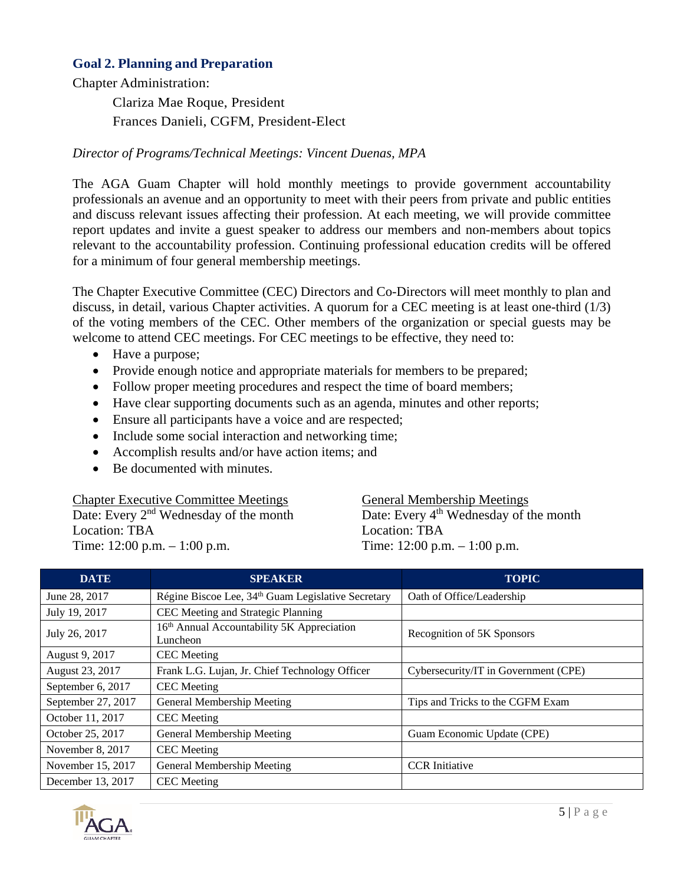### Goal 2. Planning and Preparation

Chapter Administration:

Clariza Mae Roque, President
Frances Danieli, CGFM, President-Elect

*Director of Programs/Technical Meetings: Vincent Duenas, MPA*

The AGA Guam Chapter will hold monthly meetings to provide government accountability professionals an avenue and an opportunity to meet with their peers from private and public entities and discuss relevant issues affecting their profession. At each meeting, we will provide committee report updates and invite a guest speaker to address our members and non-members about topics relevant to the accountability profession. Continuing professional education credits will be offered for a minimum of four general membership meetings.

The Chapter Executive Committee (CEC) Directors and Co-Directors will meet monthly to plan and discuss, in detail, various Chapter activities. A quorum for a CEC meeting is at least one-third (1/3) of the voting members of the CEC. Other members of the organization or special guests may be welcome to attend CEC meetings. For CEC meetings to be effective, they need to:

- Have a purpose;
- Provide enough notice and appropriate materials for members to be prepared;
- Follow proper meeting procedures and respect the time of board members;
- Have clear supporting documents such as an agenda, minutes and other reports;
- Ensure all participants have a voice and are respected;
- Include some social interaction and networking time;
- Accomplish results and/or have action items; and
- Be documented with minutes.

Chapter Executive Committee Meetings
Date: Every 2nd Wednesday of the month
Location: TBA
Time: 12:00 p.m. – 1:00 p.m.

General Membership Meetings
Date: Every 4th Wednesday of the month
Location: TBA
Time: 12:00 p.m. – 1:00 p.m.

| DATE | SPEAKER | TOPIC |
|---|---|---|
| June 28, 2017 | Régine Biscoe Lee, 34th Guam Legislative Secretary | Oath of Office/Leadership |
| July 19, 2017 | CEC Meeting and Strategic Planning | |
| July 26, 2017 | 16th Annual Accountability 5K Appreciation Luncheon | Recognition of 5K Sponsors |
| August 9, 2017 | CEC Meeting | |
| August 23, 2017 | Frank L.G. Lujan, Jr. Chief Technology Officer | Cybersecurity/IT in Government (CPE) |
| September 6, 2017 | CEC Meeting | |
| September 27, 2017 | General Membership Meeting | Tips and Tricks to the CGFM Exam |
| October 11, 2017 | CEC Meeting | |
| October 25, 2017 | General Membership Meeting | Guam Economic Update (CPE) |
| November 8, 2017 | CEC Meeting | |
| November 15, 2017 | General Membership Meeting | CCR Initiative |
| December 13, 2017 | CEC Meeting | |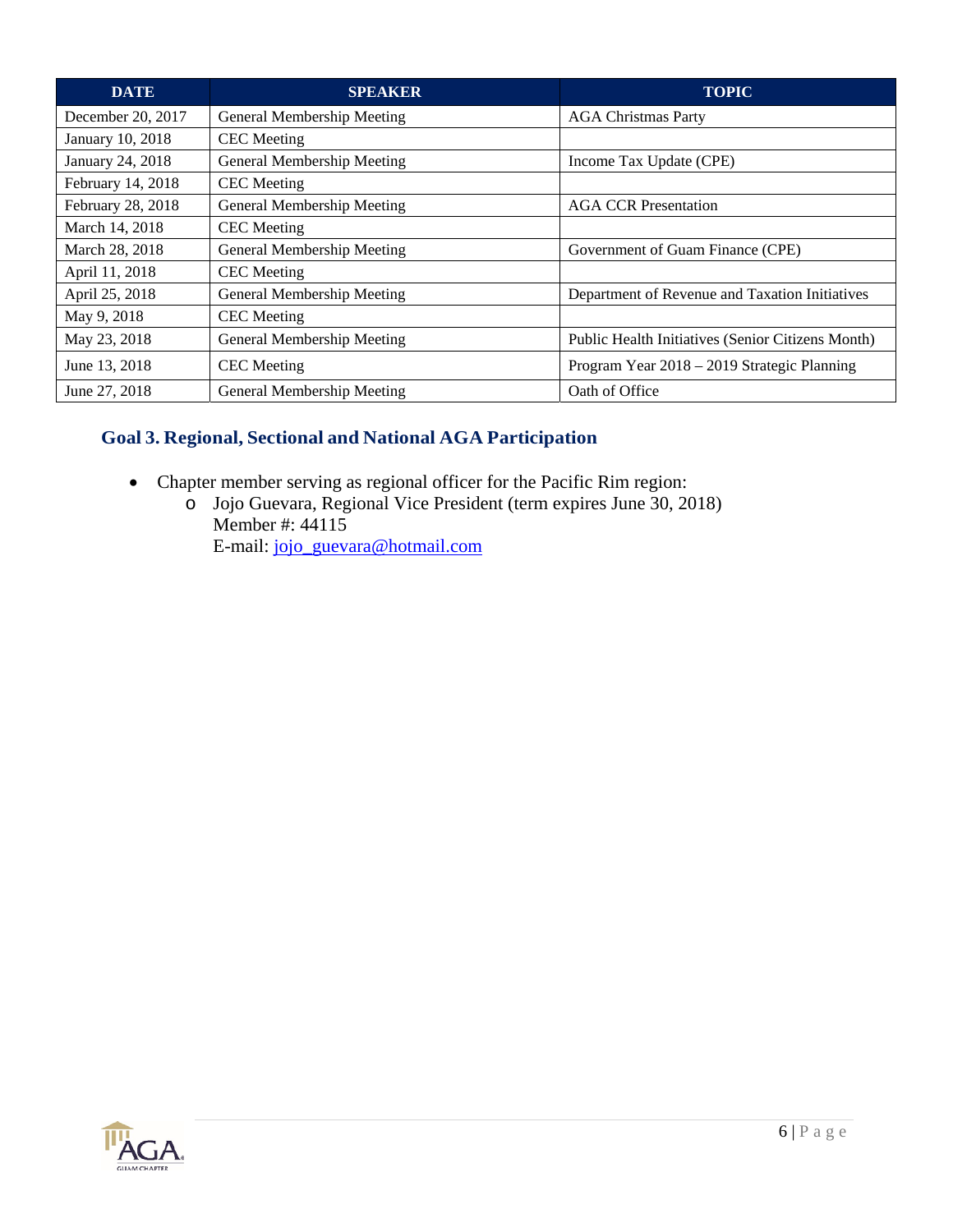| DATE | SPEAKER | TOPIC |
|---|---|---|
| December 20, 2017 | General Membership Meeting | AGA Christmas Party |
| January 10, 2018 | CEC Meeting | |
| January 24, 2018 | General Membership Meeting | Income Tax Update (CPE) |
| February 14, 2018 | CEC Meeting | |
| February 28, 2018 | General Membership Meeting | AGA CCR Presentation |
| March 14, 2018 | CEC Meeting | |
| March 28, 2018 | General Membership Meeting | Government of Guam Finance (CPE) |
| April 11, 2018 | CEC Meeting | |
| April 25, 2018 | General Membership Meeting | Department of Revenue and Taxation Initiatives |
| May 9, 2018 | CEC Meeting | |
| May 23, 2018 | General Membership Meeting | Public Health Initiatives (Senior Citizens Month) |
| June 13, 2018 | CEC Meeting | Program Year 2018 – 2019 Strategic Planning |
| June 27, 2018 | General Membership Meeting | Oath of Office |

## Goal 3. Regional, Sectional and National AGA Participation

- Chapter member serving as regional officer for the Pacific Rim region:
  - Jojo Guevara, Regional Vice President (term expires June 30, 2018)
    Member #: 44115
    E-mail: jojo_guevara@hotmail.com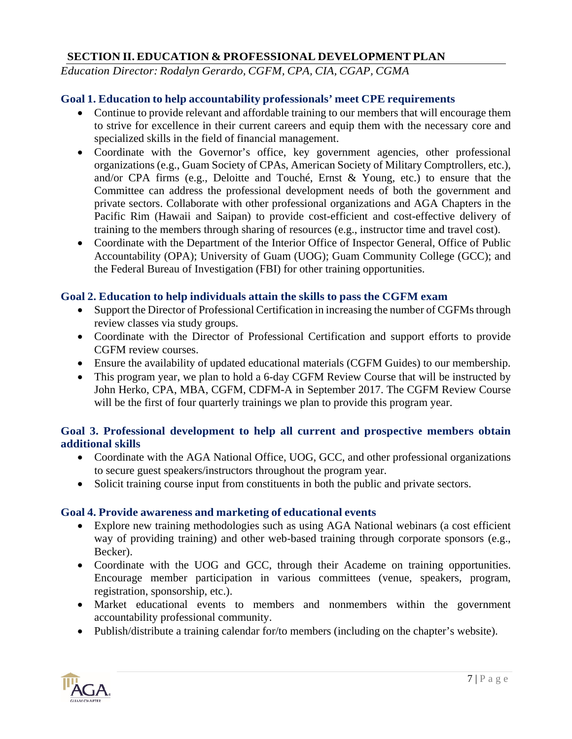## SECTION II. EDUCATION & PROFESSIONAL DEVELOPMENT PLAN

*Education Director: Rodalyn Gerardo, CGFM, CPA, CIA, CGAP, CGMA*

### Goal 1. Education to help accountability professionals' meet CPE requirements

- Continue to provide relevant and affordable training to our members that will encourage them to strive for excellence in their current careers and equip them with the necessary core and specialized skills in the field of financial management.
- Coordinate with the Governor's office, key government agencies, other professional organizations (e.g., Guam Society of CPAs, American Society of Military Comptrollers, etc.), and/or CPA firms (e.g., Deloitte and Touché, Ernst & Young, etc.) to ensure that the Committee can address the professional development needs of both the government and private sectors. Collaborate with other professional organizations and AGA Chapters in the Pacific Rim (Hawaii and Saipan) to provide cost-efficient and cost-effective delivery of training to the members through sharing of resources (e.g., instructor time and travel cost).
- Coordinate with the Department of the Interior Office of Inspector General, Office of Public Accountability (OPA); University of Guam (UOG); Guam Community College (GCC); and the Federal Bureau of Investigation (FBI) for other training opportunities.

### Goal 2. Education to help individuals attain the skills to pass the CGFM exam

- Support the Director of Professional Certification in increasing the number of CGFMs through review classes via study groups.
- Coordinate with the Director of Professional Certification and support efforts to provide CGFM review courses.
- Ensure the availability of updated educational materials (CGFM Guides) to our membership.
- This program year, we plan to hold a 6-day CGFM Review Course that will be instructed by John Herko, CPA, MBA, CGFM, CDFM-A in September 2017. The CGFM Review Course will be the first of four quarterly trainings we plan to provide this program year.

### Goal 3. Professional development to help all current and prospective members obtain additional skills

- Coordinate with the AGA National Office, UOG, GCC, and other professional organizations to secure guest speakers/instructors throughout the program year.
- Solicit training course input from constituents in both the public and private sectors.

### Goal 4. Provide awareness and marketing of educational events

- Explore new training methodologies such as using AGA National webinars (a cost efficient way of providing training) and other web-based training through corporate sponsors (e.g., Becker).
- Coordinate with the UOG and GCC, through their Academe on training opportunities. Encourage member participation in various committees (venue, speakers, program, registration, sponsorship, etc.).
- Market educational events to members and nonmembers within the government accountability professional community.
- Publish/distribute a training calendar for/to members (including on the chapter's website).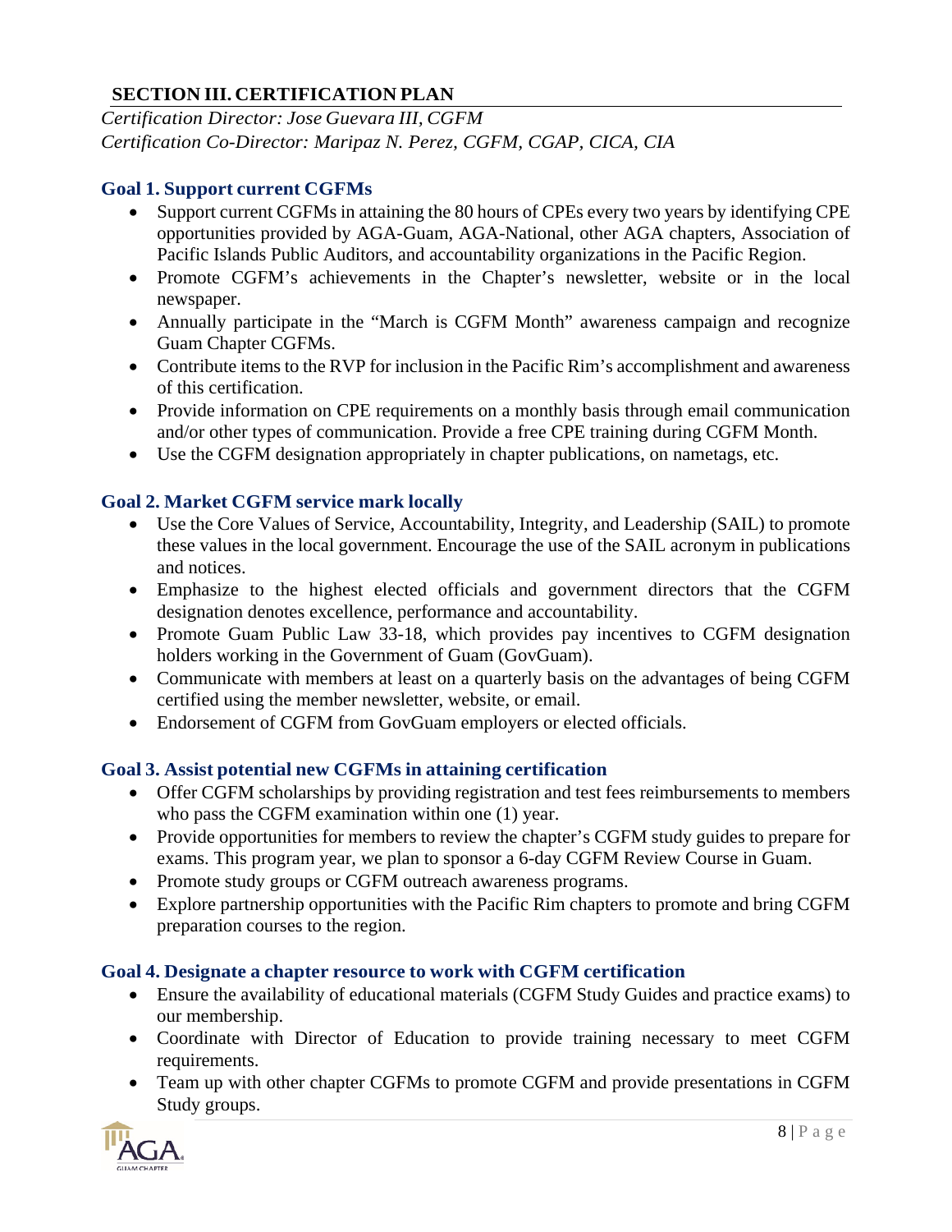## SECTION III. CERTIFICATION PLAN

*Certification Director: Jose Guevara III, CGFM*
*Certification Co-Director: Maripaz N. Perez, CGFM, CGAP, CICA, CIA*

### Goal 1. Support current CGFMs

- Support current CGFMs in attaining the 80 hours of CPEs every two years by identifying CPE opportunities provided by AGA-Guam, AGA-National, other AGA chapters, Association of Pacific Islands Public Auditors, and accountability organizations in the Pacific Region.
- Promote CGFM's achievements in the Chapter's newsletter, website or in the local newspaper.
- Annually participate in the "March is CGFM Month" awareness campaign and recognize Guam Chapter CGFMs.
- Contribute items to the RVP for inclusion in the Pacific Rim's accomplishment and awareness of this certification.
- Provide information on CPE requirements on a monthly basis through email communication and/or other types of communication. Provide a free CPE training during CGFM Month.
- Use the CGFM designation appropriately in chapter publications, on nametags, etc.

### Goal 2. Market CGFM service mark locally

- Use the Core Values of Service, Accountability, Integrity, and Leadership (SAIL) to promote these values in the local government. Encourage the use of the SAIL acronym in publications and notices.
- Emphasize to the highest elected officials and government directors that the CGFM designation denotes excellence, performance and accountability.
- Promote Guam Public Law 33-18, which provides pay incentives to CGFM designation holders working in the Government of Guam (GovGuam).
- Communicate with members at least on a quarterly basis on the advantages of being CGFM certified using the member newsletter, website, or email.
- Endorsement of CGFM from GovGuam employers or elected officials.

### Goal 3. Assist potential new CGFMs in attaining certification

- Offer CGFM scholarships by providing registration and test fees reimbursements to members who pass the CGFM examination within one (1) year.
- Provide opportunities for members to review the chapter's CGFM study guides to prepare for exams. This program year, we plan to sponsor a 6-day CGFM Review Course in Guam.
- Promote study groups or CGFM outreach awareness programs.
- Explore partnership opportunities with the Pacific Rim chapters to promote and bring CGFM preparation courses to the region.

### Goal 4. Designate a chapter resource to work with CGFM certification

- Ensure the availability of educational materials (CGFM Study Guides and practice exams) to our membership.
- Coordinate with Director of Education to provide training necessary to meet CGFM requirements.
- Team up with other chapter CGFMs to promote CGFM and provide presentations in CGFM Study groups.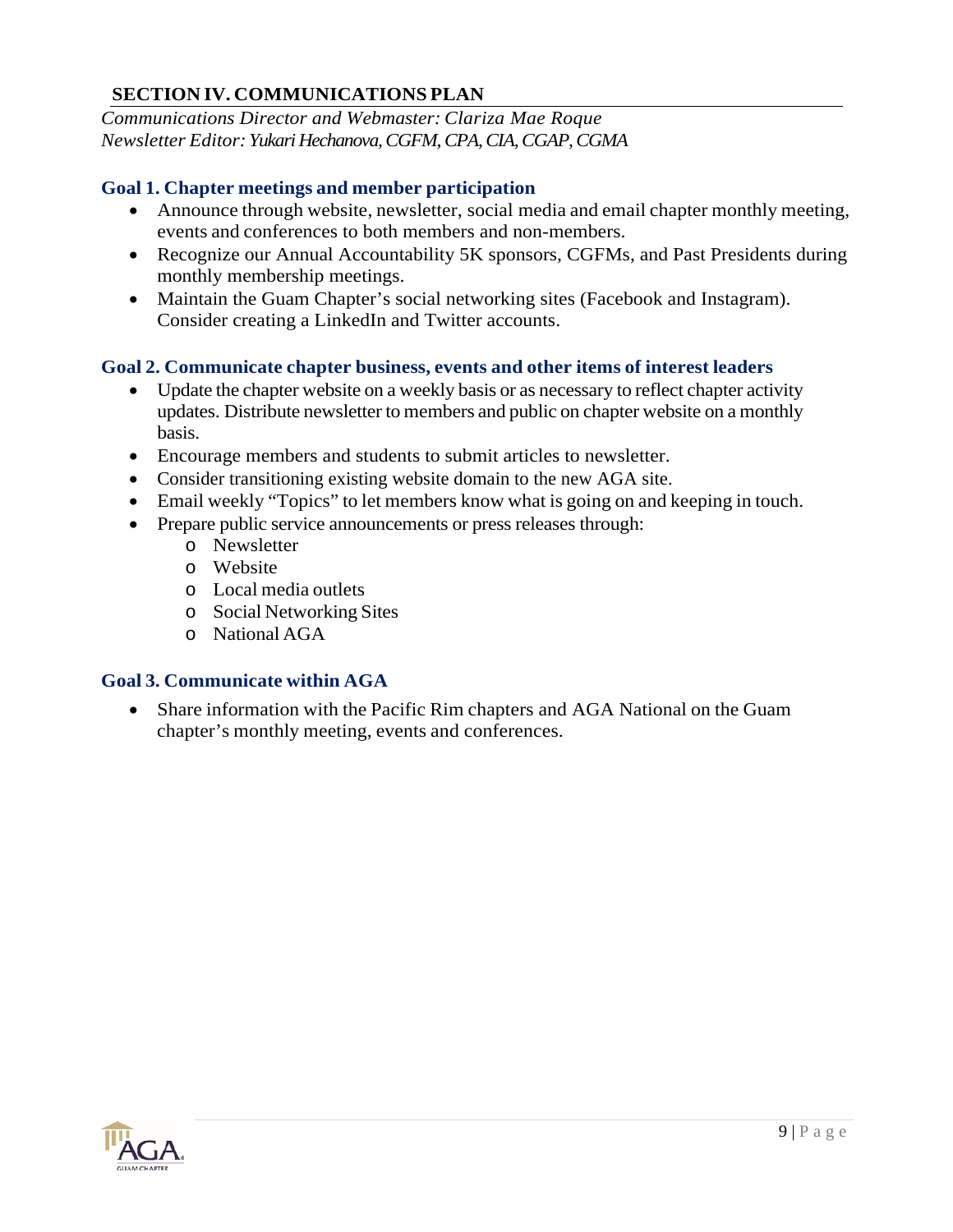## SECTION IV. COMMUNICATIONS PLAN

*Communications Director and Webmaster: Clariza Mae Roque*
*Newsletter Editor: Yukari Hechanova, CGFM, CPA, CIA, CGAP, CGMA*

### Goal 1. Chapter meetings and member participation

- Announce through website, newsletter, social media and email chapter monthly meeting, events and conferences to both members and non-members.
- Recognize our Annual Accountability 5K sponsors, CGFMs, and Past Presidents during monthly membership meetings.
- Maintain the Guam Chapter's social networking sites (Facebook and Instagram). Consider creating a LinkedIn and Twitter accounts.

### Goal 2. Communicate chapter business, events and other items of interest leaders

- Update the chapter website on a weekly basis or as necessary to reflect chapter activity updates. Distribute newsletter to members and public on chapter website on a monthly basis.
- Encourage members and students to submit articles to newsletter.
- Consider transitioning existing website domain to the new AGA site.
- Email weekly "Topics" to let members know what is going on and keeping in touch.
- Prepare public service announcements or press releases through:
  - Newsletter
  - Website
  - Local media outlets
  - Social Networking Sites
  - National AGA

### Goal 3. Communicate within AGA

- Share information with the Pacific Rim chapters and AGA National on the Guam chapter's monthly meeting, events and conferences.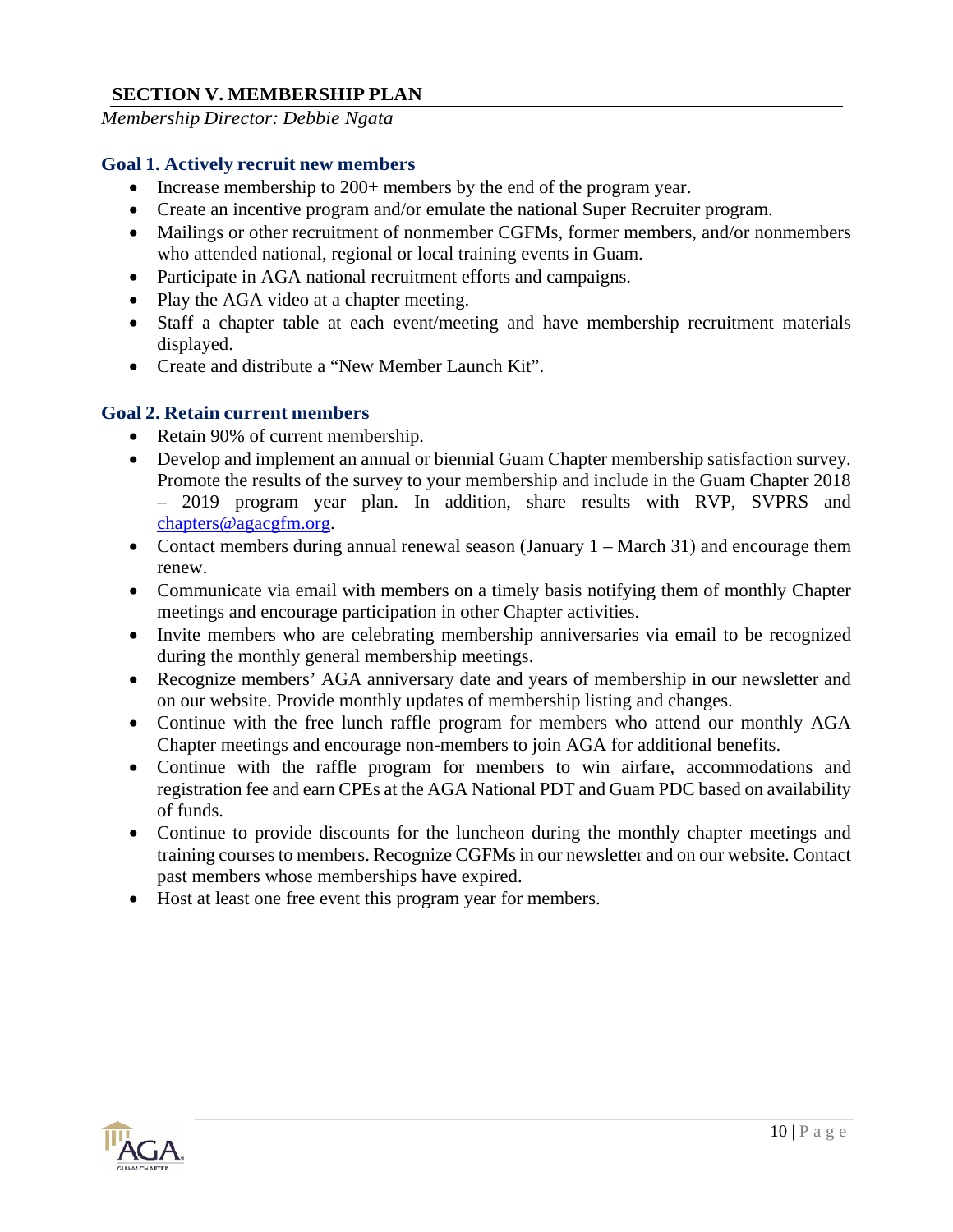## SECTION V. MEMBERSHIP PLAN

*Membership Director: Debbie Ngata*

### Goal 1. Actively recruit new members

- Increase membership to 200+ members by the end of the program year.
- Create an incentive program and/or emulate the national Super Recruiter program.
- Mailings or other recruitment of nonmember CGFMs, former members, and/or nonmembers who attended national, regional or local training events in Guam.
- Participate in AGA national recruitment efforts and campaigns.
- Play the AGA video at a chapter meeting.
- Staff a chapter table at each event/meeting and have membership recruitment materials displayed.
- Create and distribute a "New Member Launch Kit".

### Goal 2. Retain current members

- Retain 90% of current membership.
- Develop and implement an annual or biennial Guam Chapter membership satisfaction survey. Promote the results of the survey to your membership and include in the Guam Chapter 2018 – 2019 program year plan. In addition, share results with RVP, SVPRS and chapters@agacgfm.org.
- Contact members during annual renewal season (January 1 – March 31) and encourage them renew.
- Communicate via email with members on a timely basis notifying them of monthly Chapter meetings and encourage participation in other Chapter activities.
- Invite members who are celebrating membership anniversaries via email to be recognized during the monthly general membership meetings.
- Recognize members' AGA anniversary date and years of membership in our newsletter and on our website. Provide monthly updates of membership listing and changes.
- Continue with the free lunch raffle program for members who attend our monthly AGA Chapter meetings and encourage non-members to join AGA for additional benefits.
- Continue with the raffle program for members to win airfare, accommodations and registration fee and earn CPEs at the AGA National PDT and Guam PDC based on availability of funds.
- Continue to provide discounts for the luncheon during the monthly chapter meetings and training courses to members. Recognize CGFMs in our newsletter and on our website. Contact past members whose memberships have expired.
- Host at least one free event this program year for members.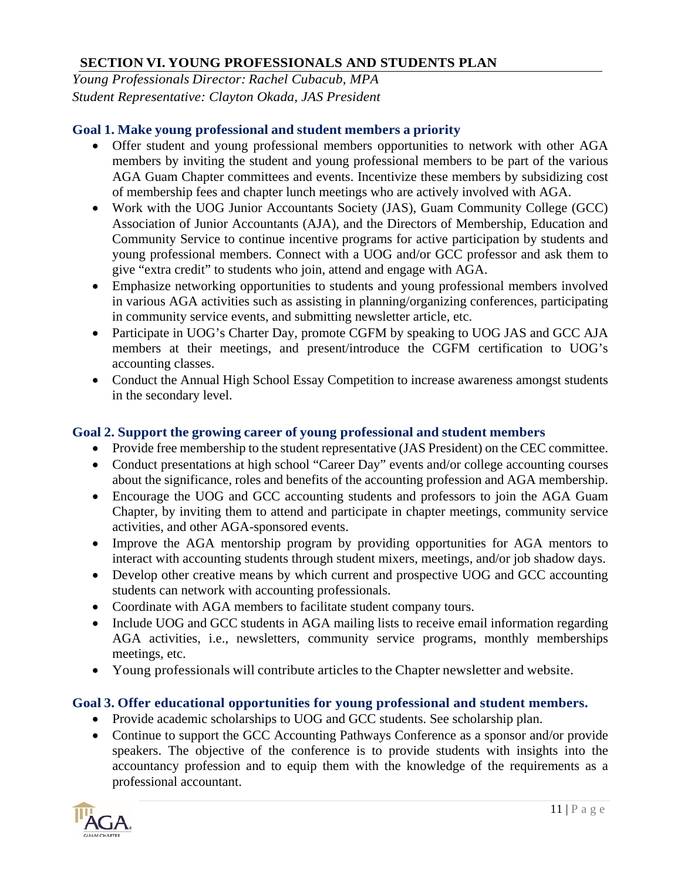## SECTION VI. YOUNG PROFESSIONALS AND STUDENTS PLAN

*Young Professionals Director: Rachel Cubacub, MPA*
*Student Representative: Clayton Okada, JAS President*

### Goal 1. Make young professional and student members a priority

- Offer student and young professional members opportunities to network with other AGA members by inviting the student and young professional members to be part of the various AGA Guam Chapter committees and events. Incentivize these members by subsidizing cost of membership fees and chapter lunch meetings who are actively involved with AGA.
- Work with the UOG Junior Accountants Society (JAS), Guam Community College (GCC) Association of Junior Accountants (AJA), and the Directors of Membership, Education and Community Service to continue incentive programs for active participation by students and young professional members. Connect with a UOG and/or GCC professor and ask them to give "extra credit" to students who join, attend and engage with AGA.
- Emphasize networking opportunities to students and young professional members involved in various AGA activities such as assisting in planning/organizing conferences, participating in community service events, and submitting newsletter article, etc.
- Participate in UOG's Charter Day, promote CGFM by speaking to UOG JAS and GCC AJA members at their meetings, and present/introduce the CGFM certification to UOG's accounting classes.
- Conduct the Annual High School Essay Competition to increase awareness amongst students in the secondary level.

### Goal 2. Support the growing career of young professional and student members

- Provide free membership to the student representative (JAS President) on the CEC committee.
- Conduct presentations at high school "Career Day" events and/or college accounting courses about the significance, roles and benefits of the accounting profession and AGA membership.
- Encourage the UOG and GCC accounting students and professors to join the AGA Guam Chapter, by inviting them to attend and participate in chapter meetings, community service activities, and other AGA-sponsored events.
- Improve the AGA mentorship program by providing opportunities for AGA mentors to interact with accounting students through student mixers, meetings, and/or job shadow days.
- Develop other creative means by which current and prospective UOG and GCC accounting students can network with accounting professionals.
- Coordinate with AGA members to facilitate student company tours.
- Include UOG and GCC students in AGA mailing lists to receive email information regarding AGA activities, i.e., newsletters, community service programs, monthly memberships meetings, etc.
- Young professionals will contribute articles to the Chapter newsletter and website.

### Goal 3. Offer educational opportunities for young professional and student members.

- Provide academic scholarships to UOG and GCC students. See scholarship plan.
- Continue to support the GCC Accounting Pathways Conference as a sponsor and/or provide speakers. The objective of the conference is to provide students with insights into the accountancy profession and to equip them with the knowledge of the requirements as a professional accountant.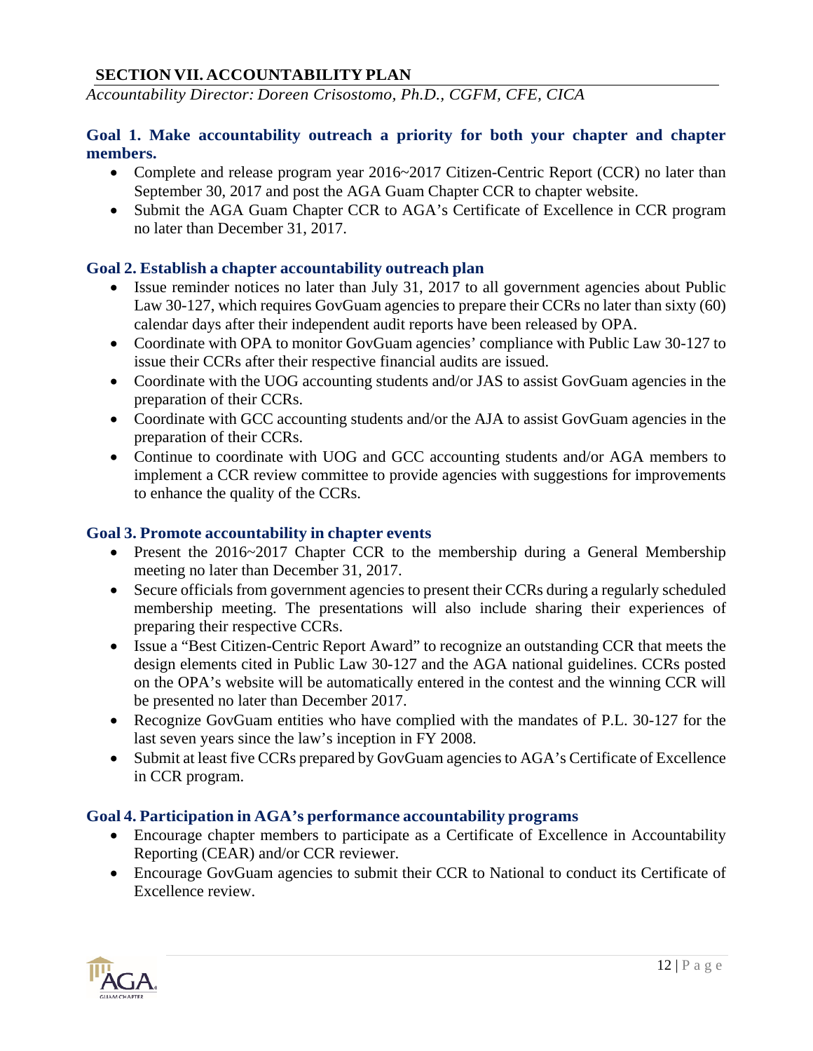## SECTION VII. ACCOUNTABILITY PLAN

*Accountability Director: Doreen Crisostomo, Ph.D., CGFM, CFE, CICA*

### Goal 1. Make accountability outreach a priority for both your chapter and chapter members.

- Complete and release program year 2016~2017 Citizen-Centric Report (CCR) no later than September 30, 2017 and post the AGA Guam Chapter CCR to chapter website.
- Submit the AGA Guam Chapter CCR to AGA's Certificate of Excellence in CCR program no later than December 31, 2017.

### Goal 2. Establish a chapter accountability outreach plan

- Issue reminder notices no later than July 31, 2017 to all government agencies about Public Law 30-127, which requires GovGuam agencies to prepare their CCRs no later than sixty (60) calendar days after their independent audit reports have been released by OPA.
- Coordinate with OPA to monitor GovGuam agencies' compliance with Public Law 30-127 to issue their CCRs after their respective financial audits are issued.
- Coordinate with the UOG accounting students and/or JAS to assist GovGuam agencies in the preparation of their CCRs.
- Coordinate with GCC accounting students and/or the AJA to assist GovGuam agencies in the preparation of their CCRs.
- Continue to coordinate with UOG and GCC accounting students and/or AGA members to implement a CCR review committee to provide agencies with suggestions for improvements to enhance the quality of the CCRs.

### Goal 3. Promote accountability in chapter events

- Present the 2016~2017 Chapter CCR to the membership during a General Membership meeting no later than December 31, 2017.
- Secure officials from government agencies to present their CCRs during a regularly scheduled membership meeting. The presentations will also include sharing their experiences of preparing their respective CCRs.
- Issue a "Best Citizen-Centric Report Award" to recognize an outstanding CCR that meets the design elements cited in Public Law 30-127 and the AGA national guidelines. CCRs posted on the OPA's website will be automatically entered in the contest and the winning CCR will be presented no later than December 2017.
- Recognize GovGuam entities who have complied with the mandates of P.L. 30-127 for the last seven years since the law's inception in FY 2008.
- Submit at least five CCRs prepared by GovGuam agencies to AGA's Certificate of Excellence in CCR program.

### Goal 4. Participation in AGA's performance accountability programs

- Encourage chapter members to participate as a Certificate of Excellence in Accountability Reporting (CEAR) and/or CCR reviewer.
- Encourage GovGuam agencies to submit their CCR to National to conduct its Certificate of Excellence review.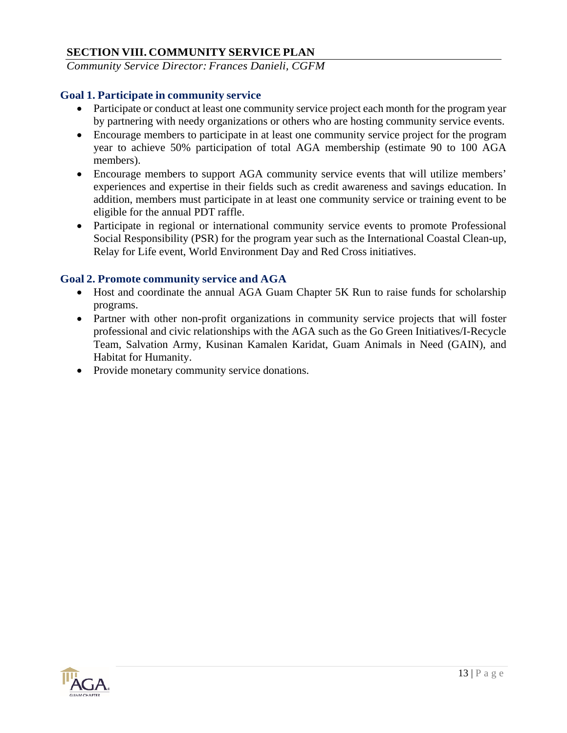## SECTION VIII. COMMUNITY SERVICE PLAN

*Community Service Director: Frances Danieli, CGFM*

### Goal 1. Participate in community service

- Participate or conduct at least one community service project each month for the program year by partnering with needy organizations or others who are hosting community service events.
- Encourage members to participate in at least one community service project for the program year to achieve 50% participation of total AGA membership (estimate 90 to 100 AGA members).
- Encourage members to support AGA community service events that will utilize members' experiences and expertise in their fields such as credit awareness and savings education. In addition, members must participate in at least one community service or training event to be eligible for the annual PDT raffle.
- Participate in regional or international community service events to promote Professional Social Responsibility (PSR) for the program year such as the International Coastal Clean-up, Relay for Life event, World Environment Day and Red Cross initiatives.

### Goal 2. Promote community service and AGA

- Host and coordinate the annual AGA Guam Chapter 5K Run to raise funds for scholarship programs.
- Partner with other non-profit organizations in community service projects that will foster professional and civic relationships with the AGA such as the Go Green Initiatives/I-Recycle Team, Salvation Army, Kusinan Kamalen Karidat, Guam Animals in Need (GAIN), and Habitat for Humanity.
- Provide monetary community service donations.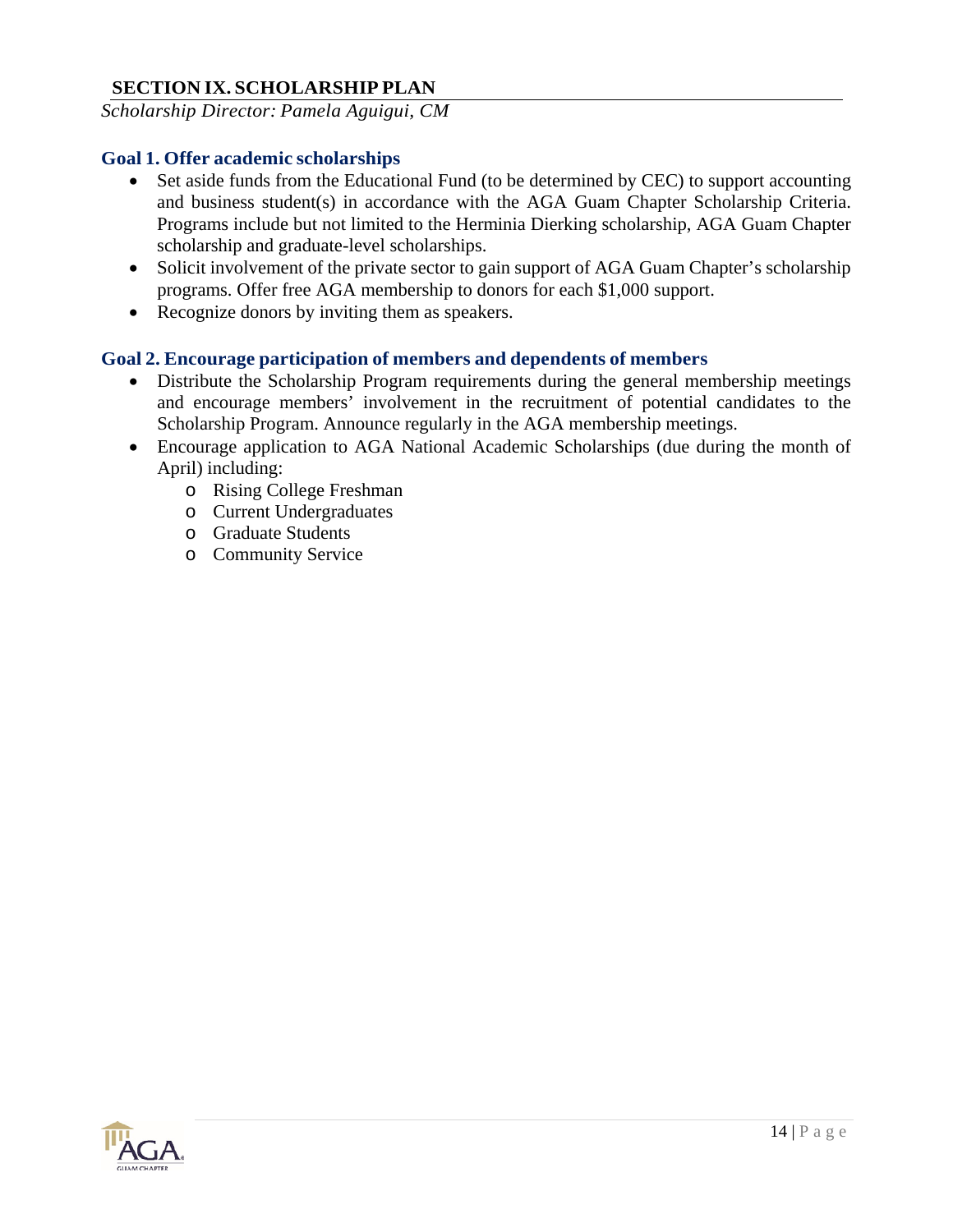## SECTION IX. SCHOLARSHIP PLAN

*Scholarship Director: Pamela Aguigui, CM*

### Goal 1. Offer academic scholarships

- Set aside funds from the Educational Fund (to be determined by CEC) to support accounting and business student(s) in accordance with the AGA Guam Chapter Scholarship Criteria. Programs include but not limited to the Herminia Dierking scholarship, AGA Guam Chapter scholarship and graduate-level scholarships.
- Solicit involvement of the private sector to gain support of AGA Guam Chapter's scholarship programs. Offer free AGA membership to donors for each $1,000 support.
- Recognize donors by inviting them as speakers.

### Goal 2. Encourage participation of members and dependents of members

- Distribute the Scholarship Program requirements during the general membership meetings and encourage members' involvement in the recruitment of potential candidates to the Scholarship Program. Announce regularly in the AGA membership meetings.
- Encourage application to AGA National Academic Scholarships (due during the month of April) including:
  - Rising College Freshman
  - Current Undergraduates
  - Graduate Students
  - Community Service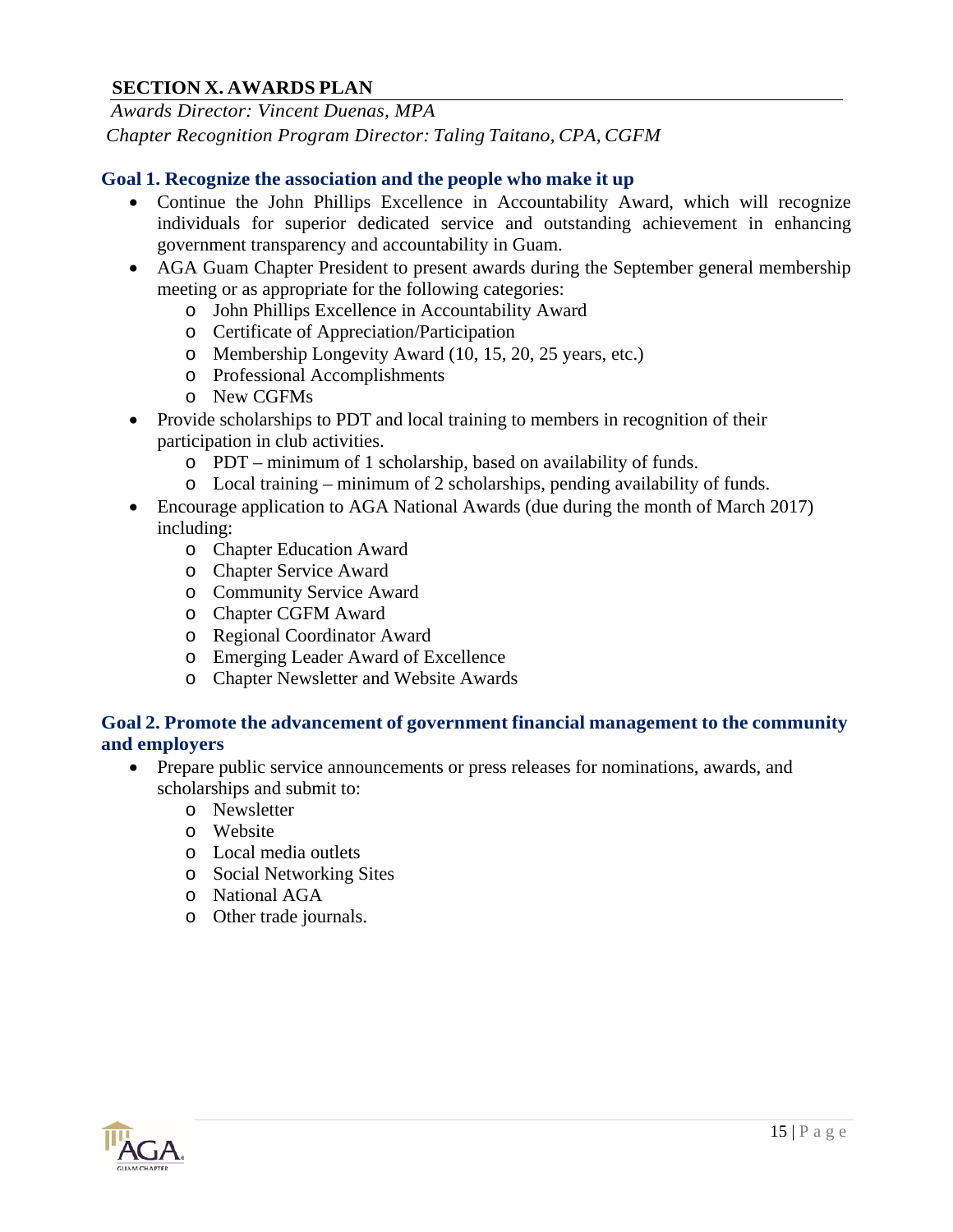## SECTION X. AWARDS PLAN

*Awards Director: Vincent Duenas, MPA*

*Chapter Recognition Program Director: Taling Taitano, CPA, CGFM*

### Goal 1. Recognize the association and the people who make it up

- Continue the John Phillips Excellence in Accountability Award, which will recognize individuals for superior dedicated service and outstanding achievement in enhancing government transparency and accountability in Guam.
- AGA Guam Chapter President to present awards during the September general membership meeting or as appropriate for the following categories:
  - John Phillips Excellence in Accountability Award
  - Certificate of Appreciation/Participation
  - Membership Longevity Award (10, 15, 20, 25 years, etc.)
  - Professional Accomplishments
  - New CGFMs
- Provide scholarships to PDT and local training to members in recognition of their participation in club activities.
  - PDT – minimum of 1 scholarship, based on availability of funds.
  - Local training – minimum of 2 scholarships, pending availability of funds.
- Encourage application to AGA National Awards (due during the month of March 2017) including:
  - Chapter Education Award
  - Chapter Service Award
  - Community Service Award
  - Chapter CGFM Award
  - Regional Coordinator Award
  - Emerging Leader Award of Excellence
  - Chapter Newsletter and Website Awards

### Goal 2. Promote the advancement of government financial management to the community and employers

- Prepare public service announcements or press releases for nominations, awards, and scholarships and submit to:
  - Newsletter
  - Website
  - Local media outlets
  - Social Networking Sites
  - National AGA
  - Other trade journals.